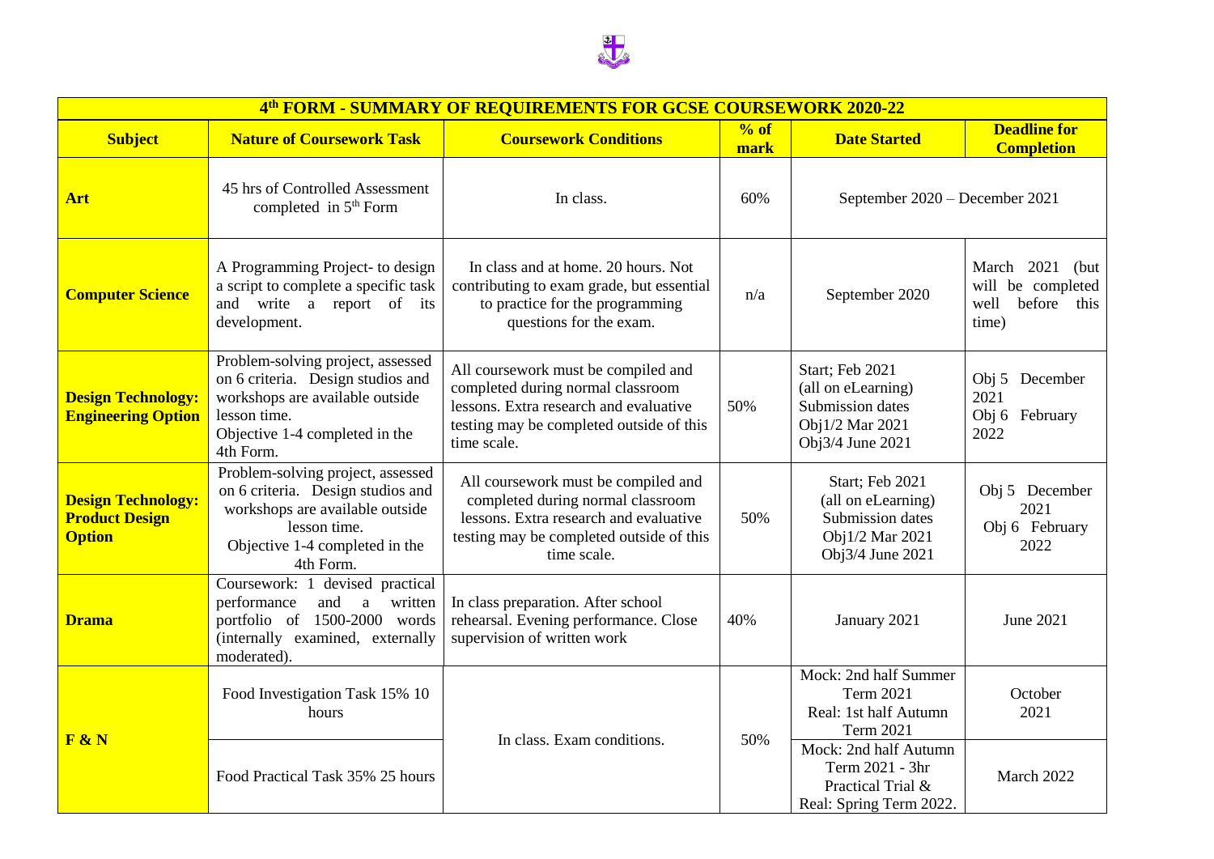| 4th FORM - SUMMARY OF REQUIREMENTS FOR GCSE COURSEWORK 2020-22 | | | | | |
|---|---|---|---|---|---|
| **Subject** | **Nature of Coursework Task** | **Coursework Conditions** | **% of mark** | **Date Started** | **Deadline for Completion** |
| **Art** | 45 hrs of Controlled Assessment completed in 5th Form | In class. | 60% | September 2020 – December 2021 | |
| **Computer Science** | A Programming Project- to design a script to complete a specific task and write a report of its development. | In class and at home. 20 hours. Not contributing to exam grade, but essential to practice for the programming questions for the exam. | n/a | September 2020 | March 2021 (but will be completed well before this time) |
| **Design Technology: Engineering Option** | Problem-solving project, assessed on 6 criteria. Design studios and workshops are available outside lesson time. Objective 1-4 completed in the 4th Form. | All coursework must be compiled and completed during normal classroom lessons. Extra research and evaluative testing may be completed outside of this time scale. | 50% | Start; Feb 2021 (all on eLearning) Submission dates Obj1/2 Mar 2021 Obj3/4 June 2021 | Obj 5 December 2021 Obj 6 February 2022 |
| **Design Technology: Product Design Option** | Problem-solving project, assessed on 6 criteria. Design studios and workshops are available outside lesson time. Objective 1-4 completed in the 4th Form. | All coursework must be compiled and completed during normal classroom lessons. Extra research and evaluative testing may be completed outside of this time scale. | 50% | Start; Feb 2021 (all on eLearning) Submission dates Obj1/2 Mar 2021 Obj3/4 June 2021 | Obj 5 December 2021 Obj 6 February 2022 |
| **Drama** | Coursework: 1 devised practical performance and a written portfolio of 1500-2000 words (internally examined, externally moderated). | In class preparation. After school rehearsal. Evening performance. Close supervision of written work | 40% | January 2021 | June 2021 |
| **F & N** | Food Investigation Task 15% 10 hours | In class. Exam conditions. | 50% | Mock: 2nd half Summer Term 2021 Real: 1st half Autumn Term 2021 | October 2021 |
| | Food Practical Task 35% 25 hours | | | Mock: 2nd half Autumn Term 2021 - 3hr Practical Trial & Real: Spring Term 2022. | March 2022 |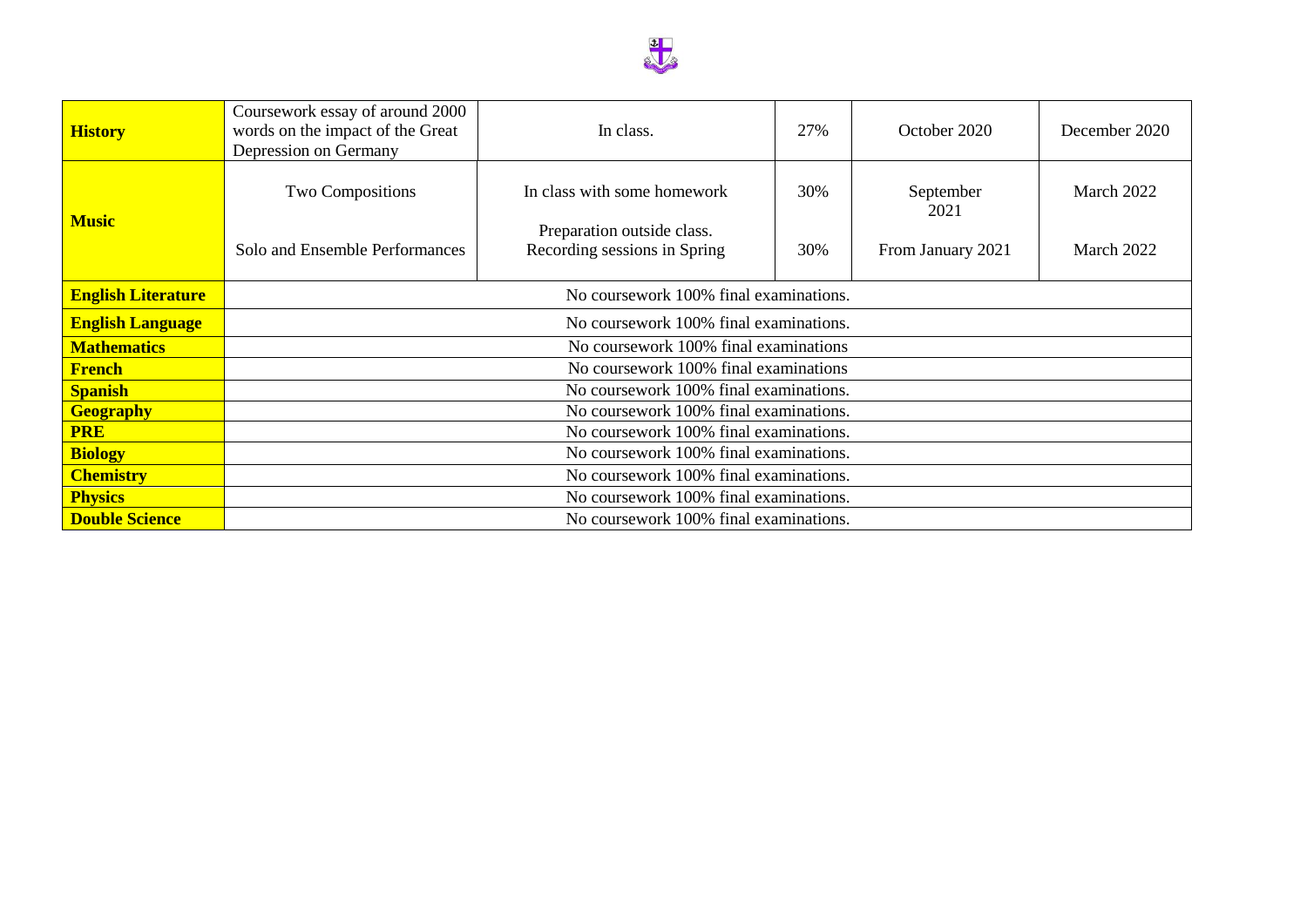| | | | | | |
|---|---|---|---|---|---|
| **History** | Coursework essay of around 2000 words on the impact of the Great Depression on Germany | In class. | 27% | October 2020 | December 2020 |
| **Music** | Two Compositions | In class with some homework | 30% | September 2021 | March 2022 |
| | Solo and Ensemble Performances | Preparation outside class. Recording sessions in Spring | 30% | From January 2021 | March 2022 |
| **English Literature** | No coursework 100% final examinations. | | | | |
| **English Language** | No coursework 100% final examinations. | | | | |
| **Mathematics** | No coursework 100% final examinations | | | | |
| **French** | No coursework 100% final examinations | | | | |
| **Spanish** | No coursework 100% final examinations. | | | | |
| **Geography** | No coursework 100% final examinations. | | | | |
| **PRE** | No coursework 100% final examinations. | | | | |
| **Biology** | No coursework 100% final examinations. | | | | |
| **Chemistry** | No coursework 100% final examinations. | | | | |
| **Physics** | No coursework 100% final examinations. | | | | |
| **Double Science** | No coursework 100% final examinations. | | | | |